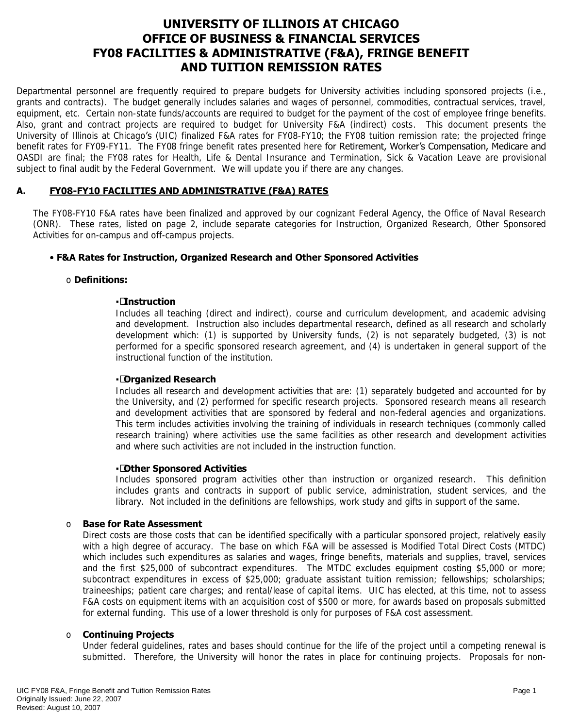# UNIVERSITY OF ILLINOIS AT CHICAGO
# OFFICE OF BUSINESS & FINANCIAL SERVICES
# FY08 FACILITIES & ADMINISTRATIVE (F&A), FRINGE BENEFIT AND TUITION REMISSION RATES

Departmental personnel are frequently required to prepare budgets for University activities including sponsored projects (i.e., grants and contracts). The budget generally includes salaries and wages of personnel, commodities, contractual services, travel, equipment, etc. Certain non-state funds/accounts are required to budget for the payment of the cost of employee fringe benefits. Also, grant and contract projects are required to budget for University F&A (indirect) costs. This document presents the University of Illinois at Chicago's (UIC) finalized F&A rates for FY08-FY10; the FY08 tuition remission rate; the projected fringe benefit rates for FY09-FY11. The FY08 fringe benefit rates presented here for Retirement, Worker's Compensation, Medicare and OASDI are final; the FY08 rates for Health, Life & Dental Insurance and Termination, Sick & Vacation Leave are provisional subject to final audit by the Federal Government. We will update you if there are any changes.

## A. FY08-FY10 FACILITIES AND ADMINISTRATIVE (F&A) RATES

The FY08-FY10 F&A rates have been finalized and approved by our cognizant Federal Agency, the Office of Naval Research (ONR). These rates, listed on page 2, include separate categories for Instruction, Organized Research, Other Sponsored Activities for on-campus and off-campus projects.

- **F&A Rates for Instruction, Organized Research and Other Sponsored Activities**
  - **Definitions:**
    - **Instruction**
      Includes all teaching (direct and indirect), course and curriculum development, and academic advising and development. Instruction also includes departmental research, defined as all research and scholarly development which: (1) is supported by University funds, (2) is not separately budgeted, (3) is not performed for a specific sponsored research agreement, and (4) is undertaken in general support of the instructional function of the institution.
    - **Organized Research**
      Includes all research and development activities that are: (1) separately budgeted and accounted for by the University, and (2) performed for specific research projects. Sponsored research means all research and development activities that are sponsored by federal and non-federal agencies and organizations. This term includes activities involving the training of individuals in research techniques (commonly called research training) where activities use the same facilities as other research and development activities and where such activities are not included in the instruction function.
    - **Other Sponsored Activities**
      Includes sponsored program activities other than instruction or organized research. This definition includes grants and contracts in support of public service, administration, student services, and the library. Not included in the definitions are fellowships, work study and gifts in support of the same.
  - **Base for Rate Assessment**
    Direct costs are those costs that can be identified specifically with a particular sponsored project, relatively easily with a high degree of accuracy. The base on which F&A will be assessed is Modified Total Direct Costs (MTDC) which includes such expenditures as salaries and wages, fringe benefits, materials and supplies, travel, services and the first $25,000 of subcontract expenditures. The MTDC excludes equipment costing $5,000 or more; subcontract expenditures in excess of $25,000; graduate assistant tuition remission; fellowships; scholarships; traineeships; patient care charges; and rental/lease of capital items. UIC has elected, at this time, not to assess F&A costs on equipment items with an acquisition cost of $500 or more, for awards based on proposals submitted for external funding. This use of a lower threshold is only for purposes of F&A cost assessment.
  - **Continuing Projects**
    Under federal guidelines, rates and bases should continue for the life of the project until a competing renewal is submitted. Therefore, the University will honor the rates in place for continuing projects. Proposals for non-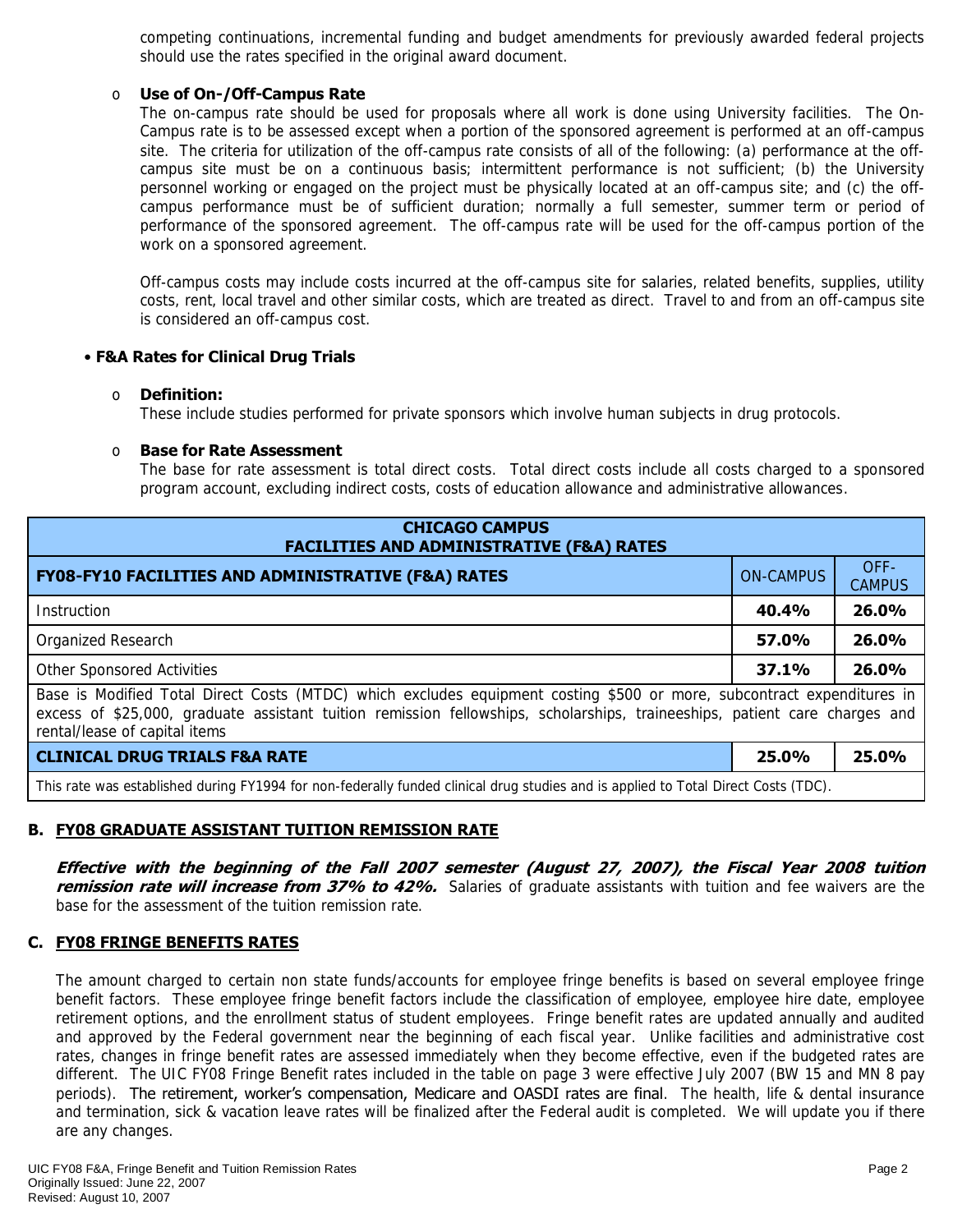competing continuations, incremental funding and budget amendments for previously awarded federal projects should use the rates specified in the original award document.

- **Use of On-/Off-Campus Rate**

  The on-campus rate should be used for proposals where all work is done using University facilities. The On-Campus rate is to be assessed except when a portion of the sponsored agreement is performed at an off-campus site. The criteria for utilization of the off-campus rate consists of all of the following: (a) performance at the off-campus site must be on a continuous basis; intermittent performance is not sufficient; (b) the University personnel working or engaged on the project must be physically located at an off-campus site; and (c) the off-campus performance must be of sufficient duration; normally a full semester, summer term or period of performance of the sponsored agreement. The off-campus rate will be used for the off-campus portion of the work on a sponsored agreement.

  Off-campus costs may include costs incurred at the off-campus site for salaries, related benefits, supplies, utility costs, rent, local travel and other similar costs, which are treated as direct. Travel to and from an off-campus site is considered an off-campus cost.

- **F&A Rates for Clinical Drug Trials**

  - **Definition:**

    These include studies performed for private sponsors which involve human subjects in drug protocols.

  - **Base for Rate Assessment**

    The base for rate assessment is total direct costs. Total direct costs include all costs charged to a sponsored program account, excluding indirect costs, costs of education allowance and administrative allowances.

| **CHICAGO CAMPUS FACILITIES AND ADMINISTRATIVE (F&A) RATES** | | |
|---|---|---|
| **FY08-FY10 FACILITIES AND ADMINISTRATIVE (F&A) RATES** | ON-CAMPUS | OFF-CAMPUS |
| Instruction | **40.4%** | **26.0%** |
| Organized Research | **57.0%** | **26.0%** |
| Other Sponsored Activities | **37.1%** | **26.0%** |
| Base is Modified Total Direct Costs (MTDC) which excludes equipment costing $500 or more, subcontract expenditures in excess of $25,000, graduate assistant tuition remission fellowships, scholarships, traineeships, patient care charges and rental/lease of capital items | | |
| **CLINICAL DRUG TRIALS F&A RATE** | **25.0%** | **25.0%** |
| This rate was established during FY1994 for non-federally funded clinical drug studies and is applied to Total Direct Costs (TDC). | | |

## B. FY08 GRADUATE ASSISTANT TUITION REMISSION RATE

***Effective with the beginning of the Fall 2007 semester (August 27, 2007), the Fiscal Year 2008 tuition remission rate will increase from 37% to 42%.*** Salaries of graduate assistants with tuition and fee waivers are the base for the assessment of the tuition remission rate.

## C. FY08 FRINGE BENEFITS RATES

The amount charged to certain non state funds/accounts for employee fringe benefits is based on several employee fringe benefit factors. These employee fringe benefit factors include the classification of employee, employee hire date, employee retirement options, and the enrollment status of student employees. Fringe benefit rates are updated annually and audited and approved by the Federal government near the beginning of each fiscal year. Unlike facilities and administrative cost rates, changes in fringe benefit rates are assessed immediately when they become effective, even if the budgeted rates are different. The UIC FY08 Fringe Benefit rates included in the table on page 3 were effective July 2007 (BW 15 and MN 8 pay periods). The retirement, worker's compensation, Medicare and OASDI rates are final. The health, life & dental insurance and termination, sick & vacation leave rates will be finalized after the Federal audit is completed. We will update you if there are any changes.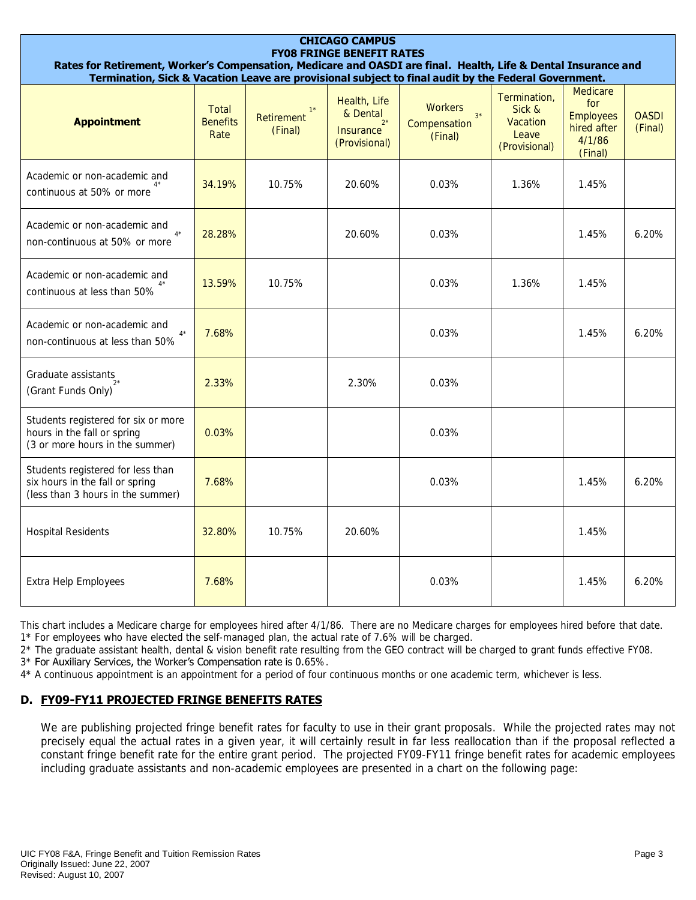| CHICAGO CAMPUS<br>FY08 FRINGE BENEFIT RATES<br>Rates for Retirement, Worker's Compensation, Medicare and OASDI are final. Health, Life & Dental Insurance and Termination, Sick & Vacation Leave are provisional subject to final audit by the Federal Government. | | | | | | | |
|---|---|---|---|---|---|---|---|
| **Appointment** | Total Benefits Rate | Retirement [1*] (Final) | Health, Life & Dental Insurance [2*] (Provisional) | Workers Compensation [3*] (Final) | Termination, Sick & Vacation Leave (Provisional) | Medicare for Employees hired after 4/1/86 (Final) | OASDI (Final) |
| Academic or non-academic and continuous at 50% or more [4*] | 34.19% | 10.75% | 20.60% | 0.03% | 1.36% | 1.45% | |
| Academic or non-academic and non-continuous at 50% or more [4*] | 28.28% | | 20.60% | 0.03% | | 1.45% | 6.20% |
| Academic or non-academic and continuous at less than 50% [4*] | 13.59% | 10.75% | | 0.03% | 1.36% | 1.45% | |
| Academic or non-academic and non-continuous at less than 50% [4*] | 7.68% | | | 0.03% | | 1.45% | 6.20% |
| Graduate assistants (Grant Funds Only) [2*] | 2.33% | | 2.30% | 0.03% | | | |
| Students registered for six or more hours in the fall or spring (3 or more hours in the summer) | 0.03% | | | 0.03% | | | |
| Students registered for less than six hours in the fall or spring (less than 3 hours in the summer) | 7.68% | | | 0.03% | | 1.45% | 6.20% |
| Hospital Residents | 32.80% | 10.75% | 20.60% | | | 1.45% | |
| Extra Help Employees | 7.68% | | | 0.03% | | 1.45% | 6.20% |

This chart includes a Medicare charge for employees hired after 4/1/86. There are no Medicare charges for employees hired before that date.
1* For employees who have elected the self-managed plan, the actual rate of 7.6% will be charged.
2* The graduate assistant health, dental & vision benefit rate resulting from the GEO contract will be charged to grant funds effective FY08.
3* For Auxiliary Services, the Worker's Compensation rate is 0.65%.
4* A continuous appointment is an appointment for a period of four continuous months or one academic term, whichever is less.

## D. FY09-FY11 PROJECTED FRINGE BENEFITS RATES

We are publishing projected fringe benefit rates for faculty to use in their grant proposals. While the projected rates may not precisely equal the actual rates in a given year, it will certainly result in far less reallocation than if the proposal reflected a constant fringe benefit rate for the entire grant period. The projected FY09-FY11 fringe benefit rates for academic employees including graduate assistants and non-academic employees are presented in a chart on the following page: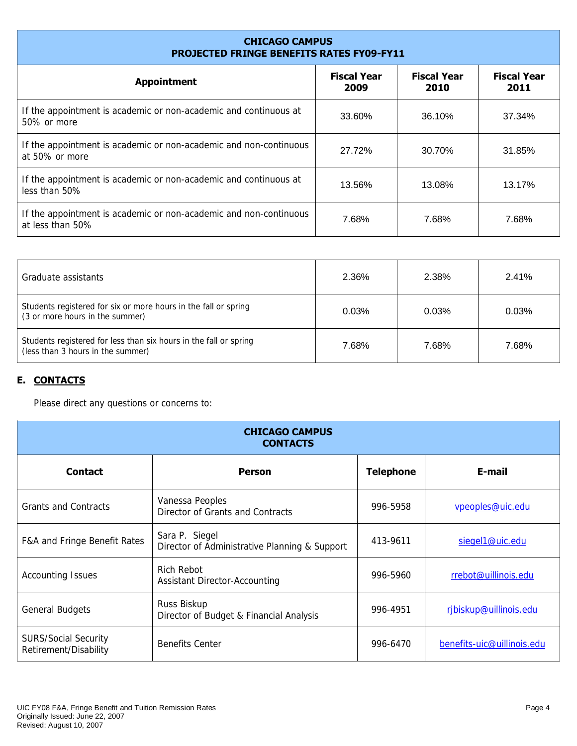| CHICAGO CAMPUS<br>PROJECTED FRINGE BENEFITS RATES FY09-FY11 | | | |
|---|---|---|---|
| **Appointment** | **Fiscal Year 2009** | **Fiscal Year 2010** | **Fiscal Year 2011** |
| If the appointment is academic or non-academic and continuous at 50% or more | 33.60% | 36.10% | 37.34% |
| If the appointment is academic or non-academic and non-continuous at 50% or more | 27.72% | 30.70% | 31.85% |
| If the appointment is academic or non-academic and continuous at less than 50% | 13.56% | 13.08% | 13.17% |
| If the appointment is academic or non-academic and non-continuous at less than 50% | 7.68% | 7.68% | 7.68% |

| | | | |
|---|---|---|---|
| Graduate assistants | 2.36% | 2.38% | 2.41% |
| Students registered for six or more hours in the fall or spring (3 or more hours in the summer) | 0.03% | 0.03% | 0.03% |
| Students registered for less than six hours in the fall or spring (less than 3 hours in the summer) | 7.68% | 7.68% | 7.68% |

## E. CONTACTS

Please direct any questions or concerns to:

| CHICAGO CAMPUS<br>CONTACTS | | | |
|---|---|---|---|
| **Contact** | **Person** | **Telephone** | **E-mail** |
| Grants and Contracts | Vanessa Peoples<br>Director of Grants and Contracts | 996-5958 | vpeoples@uic.edu |
| F&A and Fringe Benefit Rates | Sara P. Siegel<br>Director of Administrative Planning & Support | 413-9611 | siegel1@uic.edu |
| Accounting Issues | Rich Rebot<br>Assistant Director-Accounting | 996-5960 | rrebot@uillinois.edu |
| General Budgets | Russ Biskup<br>Director of Budget & Financial Analysis | 996-4951 | rjbiskup@uillinois.edu |
| SURS/Social Security Retirement/Disability | Benefits Center | 996-6470 | benefits-uic@uillinois.edu |

UIC FY08 F&A, Fringe Benefit and Tuition Remission Rates
Originally Issued: June 22, 2007
Revised: August 10, 2007